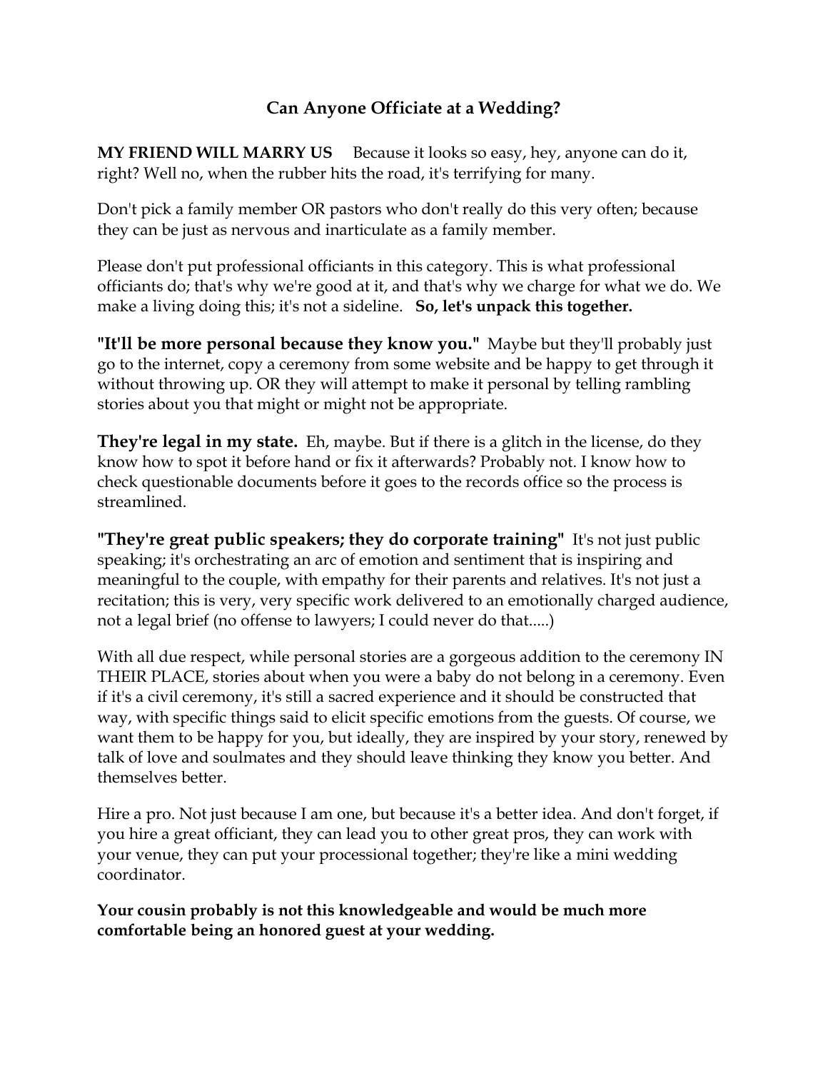# Can Anyone Officiate at a Wedding?

**MY FRIEND WILL MARRY US** Because it looks so easy, hey, anyone can do it, right? Well no, when the rubber hits the road, it's terrifying for many.

Don't pick a family member OR pastors who don't really do this very often; because they can be just as nervous and inarticulate as a family member.

Please don't put professional officiants in this category. This is what professional officiants do; that's why we're good at it, and that's why we charge for what we do. We make a living doing this; it's not a sideline. **So, let's unpack this together.**

**"It'll be more personal because they know you."** Maybe but they'll probably just go to the internet, copy a ceremony from some website and be happy to get through it without throwing up. OR they will attempt to make it personal by telling rambling stories about you that might or might not be appropriate.

**They're legal in my state.** Eh, maybe. But if there is a glitch in the license, do they know how to spot it before hand or fix it afterwards? Probably not. I know how to check questionable documents before it goes to the records office so the process is streamlined.

**"They're great public speakers; they do corporate training"** It's not just public speaking; it's orchestrating an arc of emotion and sentiment that is inspiring and meaningful to the couple, with empathy for their parents and relatives. It's not just a recitation; this is very, very specific work delivered to an emotionally charged audience, not a legal brief (no offense to lawyers; I could never do that.....)

With all due respect, while personal stories are a gorgeous addition to the ceremony IN THEIR PLACE, stories about when you were a baby do not belong in a ceremony. Even if it's a civil ceremony, it's still a sacred experience and it should be constructed that way, with specific things said to elicit specific emotions from the guests. Of course, we want them to be happy for you, but ideally, they are inspired by your story, renewed by talk of love and soulmates and they should leave thinking they know you better. And themselves better.

Hire a pro. Not just because I am one, but because it's a better idea. And don't forget, if you hire a great officiant, they can lead you to other great pros, they can work with your venue, they can put your processional together; they're like a mini wedding coordinator.

**Your cousin probably is not this knowledgeable and would be much more comfortable being an honored guest at your wedding.**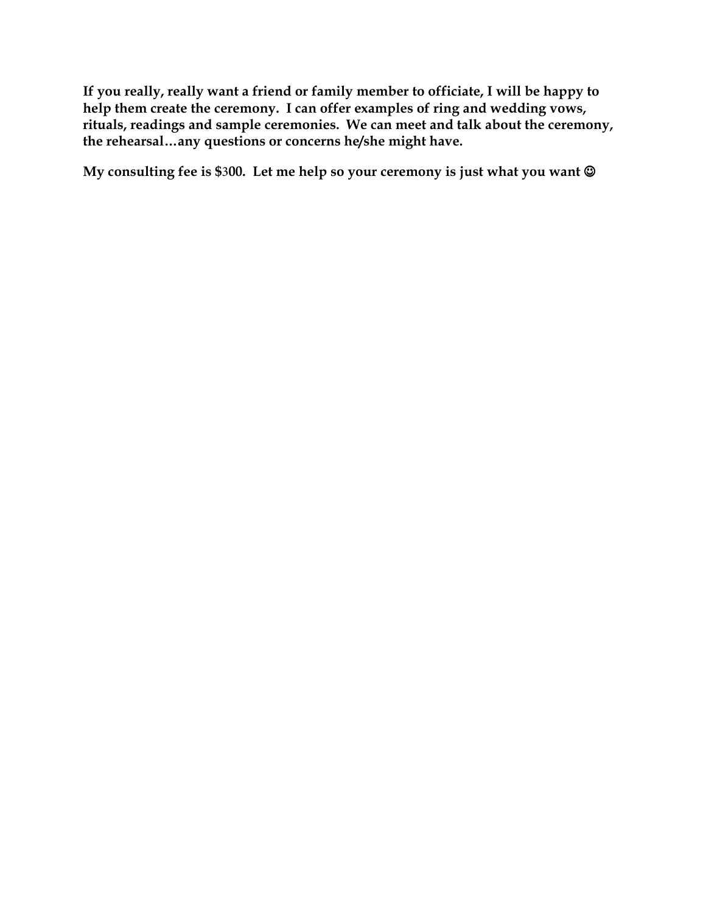**If you really, really want a friend or family member to officiate, I will be happy to help them create the ceremony. I can offer examples of ring and wedding vows, rituals, readings and sample ceremonies. We can meet and talk about the ceremony, the rehearsal…any questions or concerns he/she might have.**

**My consulting fee is $300. Let me help so your ceremony is just what you want ☺**